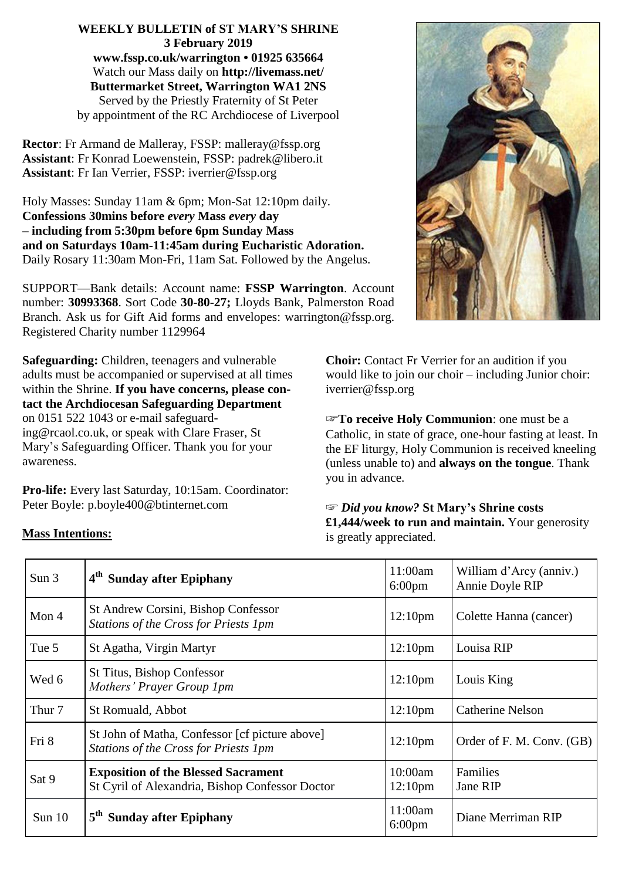**WEEKLY BULLETIN of ST MARY'S SHRINE**
**3 February 2019**
**www.fssp.co.uk/warrington • 01925 635664**
Watch our Mass daily on **http://livemass.net/**
**Buttermarket Street, Warrington WA1 2NS**
Served by the Priestly Fraternity of St Peter
by appointment of the RC Archdiocese of Liverpool

**Rector**: Fr Armand de Malleray, FSSP: malleray@fssp.org
**Assistant**: Fr Konrad Loewenstein, FSSP: padrek@libero.it
**Assistant**: Fr Ian Verrier, FSSP: iverrier@fssp.org

Holy Masses: Sunday 11am & 6pm; Mon-Sat 12:10pm daily.
**Confessions 30mins before *every* Mass *every* day**
**– including from 5:30pm before 6pm Sunday Mass**
**and on Saturdays 10am-11:45am during Eucharistic Adoration.**
Daily Rosary 11:30am Mon-Fri, 11am Sat. Followed by the Angelus.

SUPPORT—Bank details: Account name: **FSSP Warrington**. Account number: **30993368**. Sort Code **30-80-27;** Lloyds Bank, Palmerston Road Branch. Ask us for Gift Aid forms and envelopes: warrington@fssp.org. Registered Charity number 1129964

**Safeguarding:** Children, teenagers and vulnerable adults must be accompanied or supervised at all times within the Shrine. **If you have concerns, please contact the Archdiocesan Safeguarding Department** on 0151 522 1043 or e-mail safeguarding@rcaol.co.uk, or speak with Clare Fraser, St Mary's Safeguarding Officer. Thank you for your awareness.

**Pro-life:** Every last Saturday, 10:15am. Coordinator: Peter Boyle: p.boyle400@btinternet.com

**Choir:** Contact Fr Verrier for an audition if you would like to join our choir – including Junior choir: iverrier@fssp.org

☞**To receive Holy Communion**: one must be a Catholic, in state of grace, one-hour fasting at least. In the EF liturgy, Holy Communion is received kneeling (unless unable to) and **always on the tongue**. Thank you in advance.

☞ ***Did you know?*** **St Mary's Shrine costs £1,444/week to run and maintain.** Your generosity is greatly appreciated.

**Mass Intentions:**

| Day | Feast | Time | Intention |
|---|---|---|---|
| Sun 3 | **4th Sunday after Epiphany** | 11:00am<br>6:00pm | William d'Arcy (anniv.)<br>Annie Doyle RIP |
| Mon 4 | St Andrew Corsini, Bishop Confessor<br>*Stations of the Cross for Priests 1pm* | 12:10pm | Colette Hanna (cancer) |
| Tue 5 | St Agatha, Virgin Martyr | 12:10pm | Louisa RIP |
| Wed 6 | St Titus, Bishop Confessor<br>*Mothers' Prayer Group 1pm* | 12:10pm | Louis King |
| Thur 7 | St Romuald, Abbot | 12:10pm | Catherine Nelson |
| Fri 8 | St John of Matha, Confessor [cf picture above]<br>*Stations of the Cross for Priests 1pm* | 12:10pm | Order of F. M. Conv. (GB) |
| Sat 9 | **Exposition of the Blessed Sacrament**<br>St Cyril of Alexandria, Bishop Confessor Doctor | 10:00am<br>12:10pm | Families<br>Jane RIP |
| Sun 10 | **5th Sunday after Epiphany** | 11:00am<br>6:00pm | Diane Merriman RIP |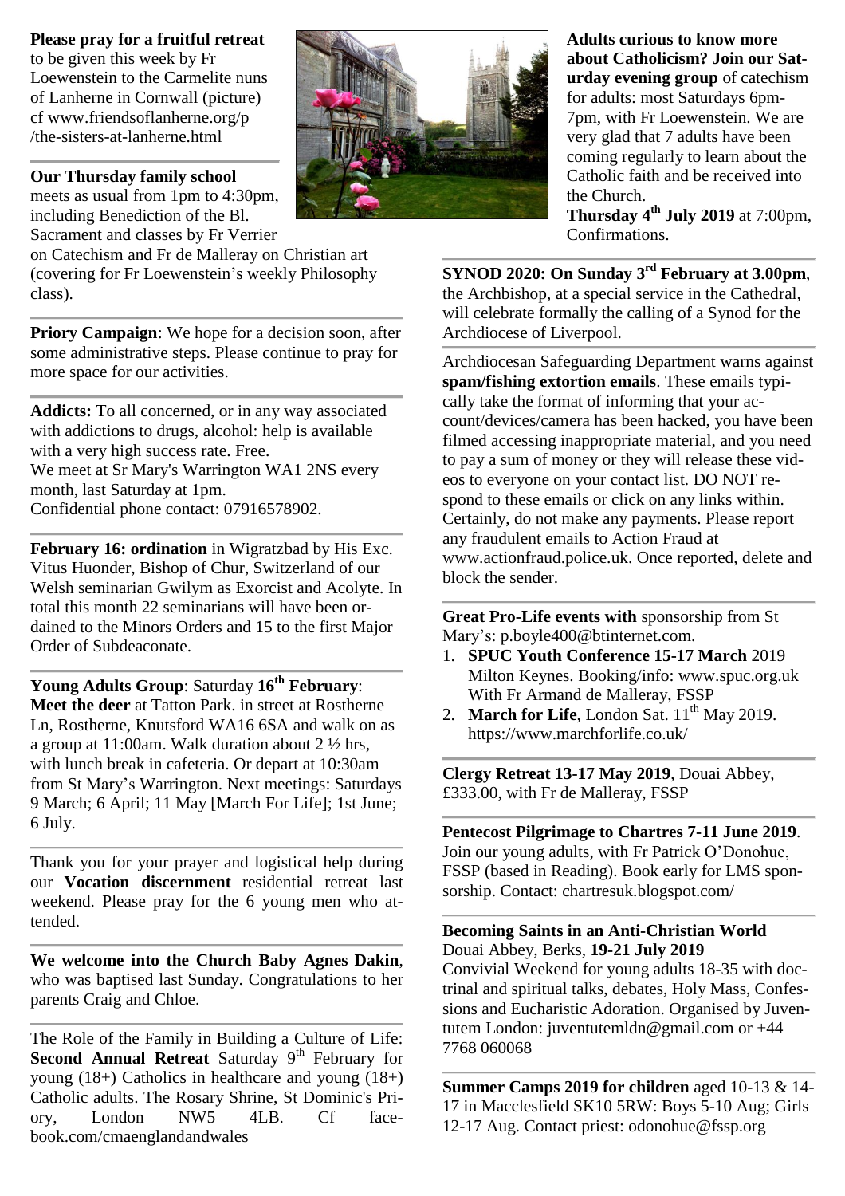**Please pray for a fruitful retreat** to be given this week by Fr Loewenstein to the Carmelite nuns of Lanherne in Cornwall (picture) cf www.friendsoflanherne.org/p/the-sisters-at-lanherne.html

**Our Thursday family school** meets as usual from 1pm to 4:30pm, including Benediction of the Bl. Sacrament and classes by Fr Verrier on Catechism and Fr de Malleray on Christian art (covering for Fr Loewenstein's weekly Philosophy class).

**Priory Campaign**: We hope for a decision soon, after some administrative steps. Please continue to pray for more space for our activities.

**Addicts:** To all concerned, or in any way associated with addictions to drugs, alcohol: help is available with a very high success rate. Free.
We meet at Sr Mary's Warrington WA1 2NS every month, last Saturday at 1pm.
Confidential phone contact: 07916578902.

**February 16: ordination** in Wigratzbad by His Exc. Vitus Huonder, Bishop of Chur, Switzerland of our Welsh seminarian Gwilym as Exorcist and Acolyte. In total this month 22 seminarians will have been ordained to the Minors Orders and 15 to the first Major Order of Subdeaconate.

**Young Adults Group**: Saturday **16th February**: **Meet the deer** at Tatton Park. in street at Rostherne Ln, Rostherne, Knutsford WA16 6SA and walk on as a group at 11:00am. Walk duration about 2 ½ hrs, with lunch break in cafeteria. Or depart at 10:30am from St Mary's Warrington. Next meetings: Saturdays 9 March; 6 April; 11 May [March For Life]; 1st June; 6 July.

Thank you for your prayer and logistical help during our **Vocation discernment** residential retreat last weekend. Please pray for the 6 young men who attended.

**We welcome into the Church Baby Agnes Dakin**, who was baptised last Sunday. Congratulations to her parents Craig and Chloe.

The Role of the Family in Building a Culture of Life: **Second Annual Retreat** Saturday 9th February for young (18+) Catholics in healthcare and young (18+) Catholic adults. The Rosary Shrine, St Dominic's Priory, London NW5 4LB. Cf facebook.com/cmaenglandandwales

**Adults curious to know more about Catholicism? Join our Saturday evening group** of catechism for adults: most Saturdays 6pm-7pm, with Fr Loewenstein. We are very glad that 7 adults have been coming regularly to learn about the Catholic faith and be received into the Church.
**Thursday 4th July 2019** at 7:00pm, Confirmations.

**SYNOD 2020: On Sunday 3rd February at 3.00pm**, the Archbishop, at a special service in the Cathedral, will celebrate formally the calling of a Synod for the Archdiocese of Liverpool.

Archdiocesan Safeguarding Department warns against **spam/fishing extortion emails**. These emails typically take the format of informing that your account/devices/camera has been hacked, you have been filmed accessing inappropriate material, and you need to pay a sum of money or they will release these videos to everyone on your contact list. DO NOT respond to these emails or click on any links within. Certainly, do not make any payments. Please report any fraudulent emails to Action Fraud at www.actionfraud.police.uk. Once reported, delete and block the sender.

**Great Pro-Life events with** sponsorship from St Mary's: p.boyle400@btinternet.com.

1. **SPUC Youth Conference 15-17 March** 2019 Milton Keynes. Booking/info: www.spuc.org.uk With Fr Armand de Malleray, FSSP
2. **March for Life**, London Sat. 11th May 2019. https://www.marchforlife.co.uk/

**Clergy Retreat 13-17 May 2019**, Douai Abbey, £333.00, with Fr de Malleray, FSSP

**Pentecost Pilgrimage to Chartres 7-11 June 2019**. Join our young adults, with Fr Patrick O'Donohue, FSSP (based in Reading). Book early for LMS sponsorship. Contact: chartresuk.blogspot.com/

**Becoming Saints in an Anti-Christian World**
Douai Abbey, Berks, **19-21 July 2019**
Convivial Weekend for young adults 18-35 with doctrinal and spiritual talks, debates, Holy Mass, Confessions and Eucharistic Adoration. Organised by Juventutem London: juventutemldn@gmail.com or +44 7768 060068

**Summer Camps 2019 for children** aged 10-13 & 14-17 in Macclesfield SK10 5RW: Boys 5-10 Aug; Girls 12-17 Aug. Contact priest: odonohue@fssp.org